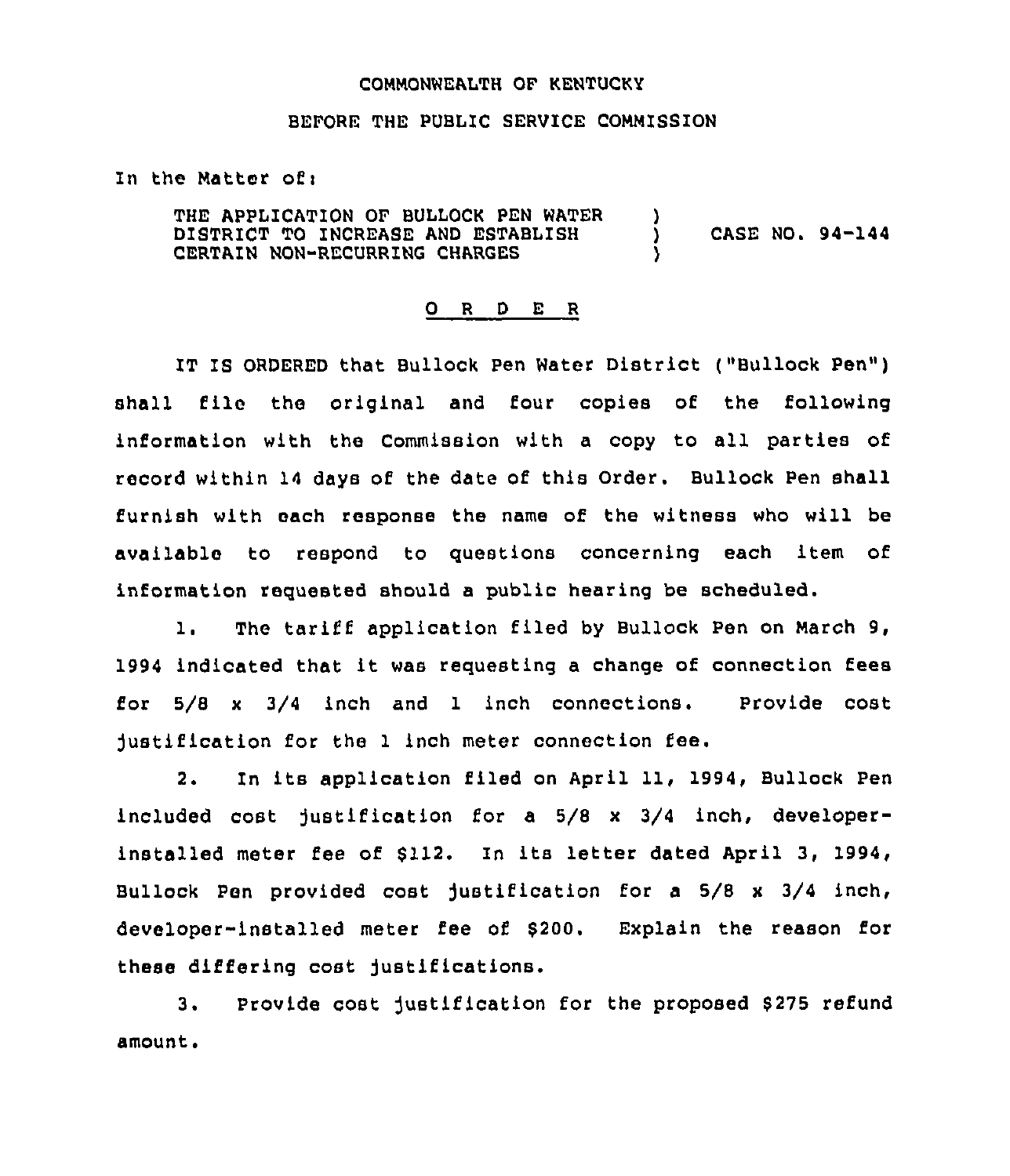COMMONWEALTH OF KENTUCKY

BEFORE THE PUBLIC SERVICE COMMISSION

In the Matter of:

THE APPLICATION OF BULLOCK PEN WATER DISTRICT TO INCREASE AND ESTABLISH CERTAIN NON-RECURRING CHARGES ) CASE NO. 94-144

O R D E R

IT IS ORDERED that Bullock Pen Water District ("Bullock Pen") shall file the original and four copies of the following information with the Commission with a copy to all parties of record within 14 days of the date of this Order. Bullock Pen shall furnish with each response the name of the witness who will be available to respond to questions concerning each item of information requested should a public hearing be scheduled.

1. The tariff application filed by Bullock Pen on March 9, 1994 indicated that it was requesting a change of connection fees for 5/8 x 3/4 inch and 1 inch connections. Provide cost justification for the 1 inch meter connection fee.

2. In its application filed on April 11, 1994, Bullock Pen included cost justification for a 5/8 x 3/4 inch, developer-installed meter fee of $112. In its letter dated April 3, 1994, Bullock Pen provided cost justification for a 5/8 x 3/4 inch, developer-installed meter fee of $200. Explain the reason for these differing cost justifications.

3. Provide cost justification for the proposed $275 refund amount.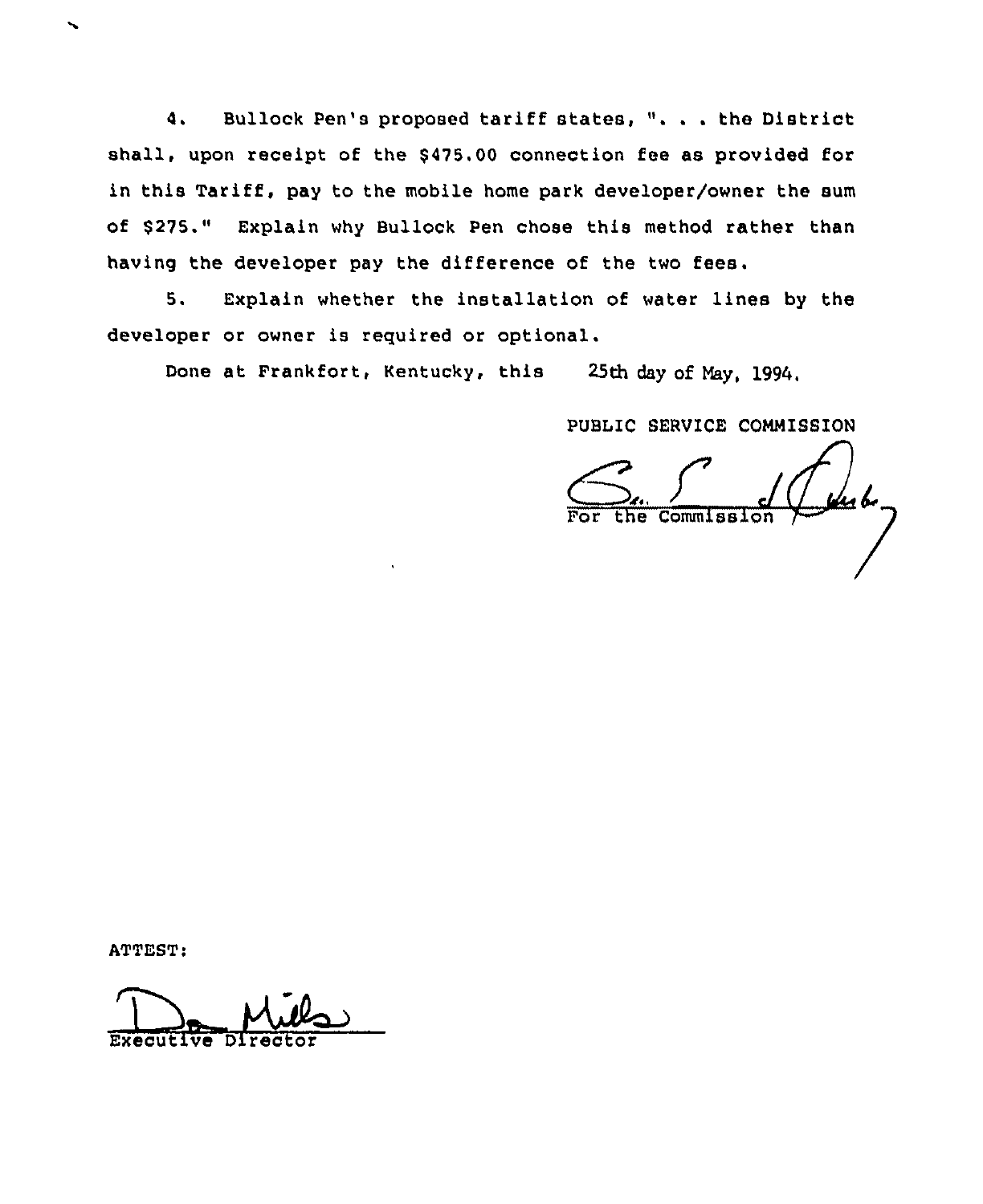4. Bullock Pen's proposed tariff states, ". . . the District shall, upon receipt of the $475.00 connection fee as provided for in this Tariff, pay to the mobile home park developer/owner the sum of $275." Explain why Bullock Pen chose this method rather than having the developer pay the difference of the two fees.

5. Explain whether the installation of water lines by the developer or owner is required or optional.

Done at Frankfort, Kentucky, this 25th day of May, 1994.

PUBLIC SERVICE COMMISSION

For the Commission

ATTEST:

Executive Director